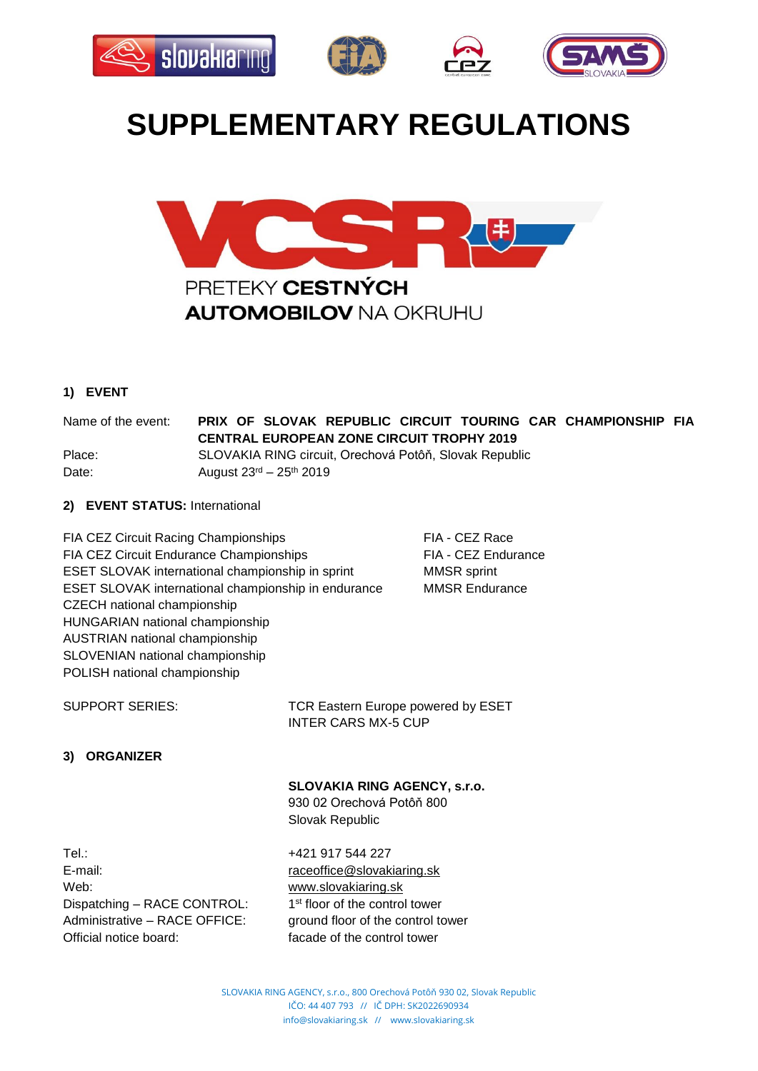# SUPPLEMENTARY REGULATIONS

PRETEKY **CESTNÝCH AUTOMOBILOV** NA OKRUHU

## 1) EVENT

| | |
|---|---|
| Name of the event: | **PRIX OF SLOVAK REPUBLIC CIRCUIT TOURING CAR CHAMPIONSHIP FIA CENTRAL EUROPEAN ZONE CIRCUIT TROPHY 2019** |
| Place: | SLOVAKIA RING circuit, Orechová Potôň, Slovak Republic |
| Date: | August 23rd – 25th 2019 |

## 2) EVENT STATUS: International

| | |
|---|---|
| FIA CEZ Circuit Racing Championships | FIA - CEZ Race |
| FIA CEZ Circuit Endurance Championships | FIA - CEZ Endurance |
| ESET SLOVAK international championship in sprint | MMSR sprint |
| ESET SLOVAK international championship in endurance | MMSR Endurance |
| CZECH national championship | |
| HUNGARIAN national championship | |
| AUSTRIAN national championship | |
| SLOVENIAN national championship | |
| POLISH national championship | |

SUPPORT SERIES: TCR Eastern Europe powered by ESET
INTER CARS MX-5 CUP

## 3) ORGANIZER

**SLOVAKIA RING AGENCY, s.r.o.**
930 02 Orechová Potôň 800
Slovak Republic

| | |
|---|---|
| Tel.: | +421 917 544 227 |
| E-mail: | raceoffice@slovakiaring.sk |
| Web: | www.slovakiaring.sk |
| Dispatching – RACE CONTROL: | 1st floor of the control tower |
| Administrative – RACE OFFICE: | ground floor of the control tower |
| Official notice board: | facade of the control tower |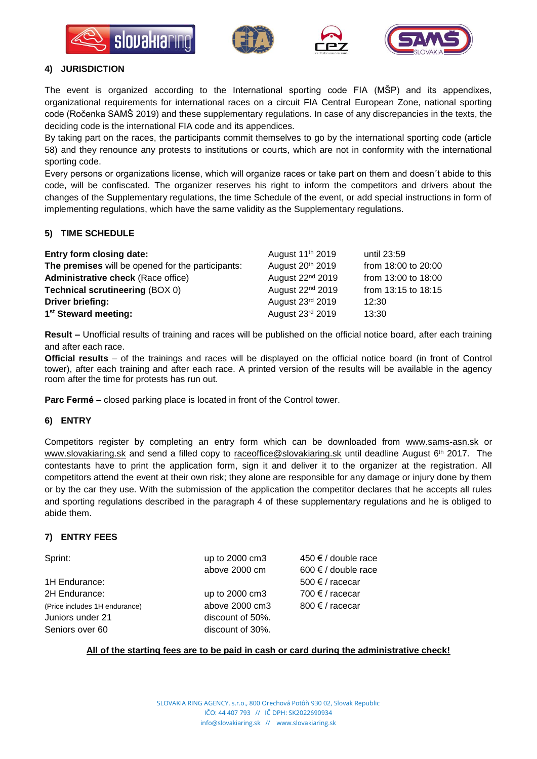## 4) JURISDICTION

The event is organized according to the International sporting code FIA (MŠP) and its appendixes, organizational requirements for international races on a circuit FIA Central European Zone, national sporting code (Ročenka SAMŠ 2019) and these supplementary regulations. In case of any discrepancies in the texts, the deciding code is the international FIA code and its appendices.

By taking part on the races, the participants commit themselves to go by the international sporting code (article 58) and they renounce any protests to institutions or courts, which are not in conformity with the international sporting code.

Every persons or organizations license, which will organize races or take part on them and doesn´t abide to this code, will be confiscated. The organizer reserves his right to inform the competitors and drivers about the changes of the Supplementary regulations, the time Schedule of the event, or add special instructions in form of implementing regulations, which have the same validity as the Supplementary regulations.

## 5) TIME SCHEDULE

| | | |
|---|---|---|
| **Entry form closing date:** | August 11th 2019 | until 23:59 |
| **The premises** will be opened for the participants: | August 20th 2019 | from 18:00 to 20:00 |
| **Administrative check** (Race office) | August 22nd 2019 | from 13:00 to 18:00 |
| **Technical scrutineering** (BOX 0) | August 22nd 2019 | from 13:15 to 18:15 |
| **Driver briefing:** | August 23rd 2019 | 12:30 |
| **1st Steward meeting:** | August 23rd 2019 | 13:30 |

**Result –** Unofficial results of training and races will be published on the official notice board, after each training and after each race.

**Official results** – of the trainings and races will be displayed on the official notice board (in front of Control tower), after each training and after each race. A printed version of the results will be available in the agency room after the time for protests has run out.

**Parc Fermé –** closed parking place is located in front of the Control tower.

## 6) ENTRY

Competitors register by completing an entry form which can be downloaded from www.sams-asn.sk or www.slovakiaring.sk and send a filled copy to raceoffice@slovakiaring.sk until deadline August 6th 2017. The contestants have to print the application form, sign it and deliver it to the organizer at the registration. All competitors attend the event at their own risk; they alone are responsible for any damage or injury done by them or by the car they use. With the submission of the application the competitor declares that he accepts all rules and sporting regulations described in the paragraph 4 of these supplementary regulations and he is obliged to abide them.

## 7) ENTRY FEES

| | | |
|---|---|---|
| Sprint: | up to 2000 cm3 | 450 € / double race |
| | above 2000 cm | 600 € / double race |
| 1H Endurance: | | 500 € / racecar |
| 2H Endurance: | up to 2000 cm3 | 700 € / racecar |
| (Price includes 1H endurance) | above 2000 cm3 | 800 € / racecar |
| Juniors under 21 | discount of 50%. | |
| Seniors over 60 | discount of 30%. | |

**All of the starting fees are to be paid in cash or card during the administrative check!**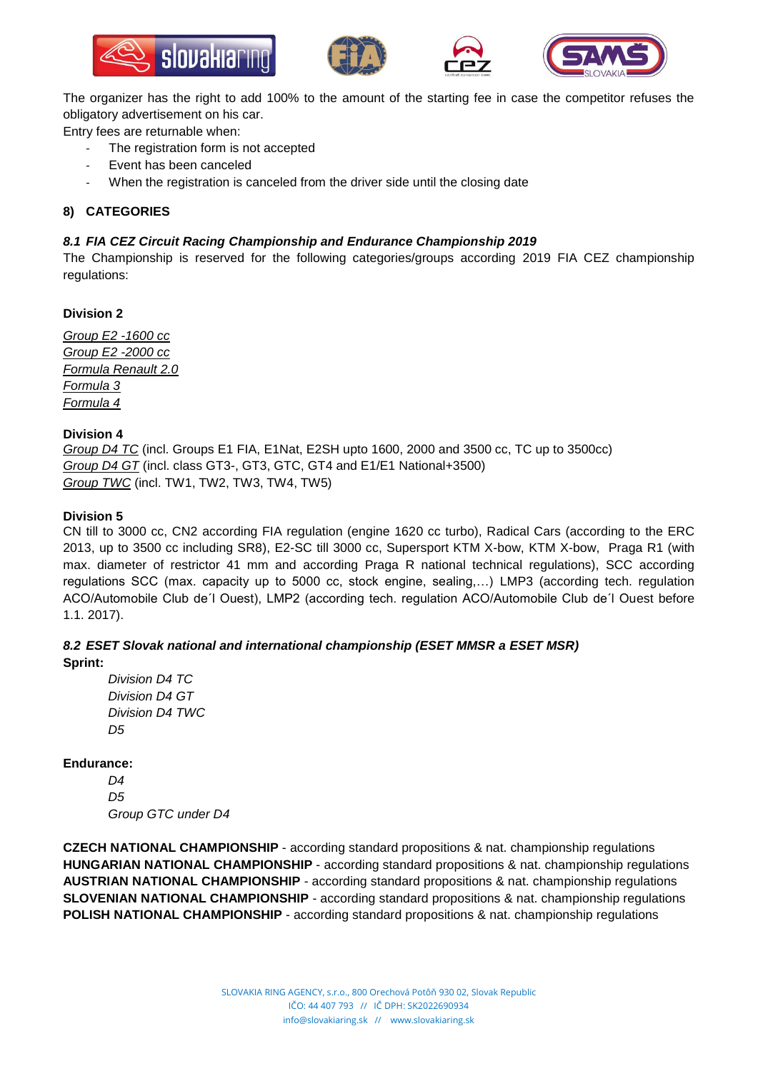The organizer has the right to add 100% to the amount of the starting fee in case the competitor refuses the obligatory advertisement on his car.

Entry fees are returnable when:

- The registration form is not accepted
- Event has been canceled
- When the registration is canceled from the driver side until the closing date

## 8) CATEGORIES

### *8.1 FIA CEZ Circuit Racing Championship and Endurance Championship 2019*

The Championship is reserved for the following categories/groups according 2019 FIA CEZ championship regulations:

**Division 2**

*Group E2 -1600 cc*
*Group E2 -2000 cc*
*Formula Renault 2.0*
*Formula 3*
*Formula 4*

**Division 4**

*Group D4 TC* (incl. Groups E1 FIA, E1Nat, E2SH upto 1600, 2000 and 3500 cc, TC up to 3500cc)
*Group D4 GT* (incl. class GT3-, GT3, GTC, GT4 and E1/E1 National+3500)
*Group TWC* (incl. TW1, TW2, TW3, TW4, TW5)

**Division 5**

CN till to 3000 cc, CN2 according FIA regulation (engine 1620 cc turbo), Radical Cars (according to the ERC 2013, up to 3500 cc including SR8), E2-SC till 3000 cc, Supersport KTM X-bow, KTM X-bow, Praga R1 (with max. diameter of restrictor 41 mm and according Praga R national technical regulations), SCC according regulations SCC (max. capacity up to 5000 cc, stock engine, sealing,…) LMP3 (according tech. regulation ACO/Automobile Club de´l Ouest), LMP2 (according tech. regulation ACO/Automobile Club de´l Ouest before 1.1. 2017).

### *8.2 ESET Slovak national and international championship (ESET MMSR a ESET MSR)*

**Sprint:**

*Division D4 TC*
*Division D4 GT*
*Division D4 TWC*
*D5*

**Endurance:**

*D4*
*D5*
*Group GTC under D4*

**CZECH NATIONAL CHAMPIONSHIP** - according standard propositions & nat. championship regulations
**HUNGARIAN NATIONAL CHAMPIONSHIP** - according standard propositions & nat. championship regulations
**AUSTRIAN NATIONAL CHAMPIONSHIP** - according standard propositions & nat. championship regulations
**SLOVENIAN NATIONAL CHAMPIONSHIP** - according standard propositions & nat. championship regulations
**POLISH NATIONAL CHAMPIONSHIP** - according standard propositions & nat. championship regulations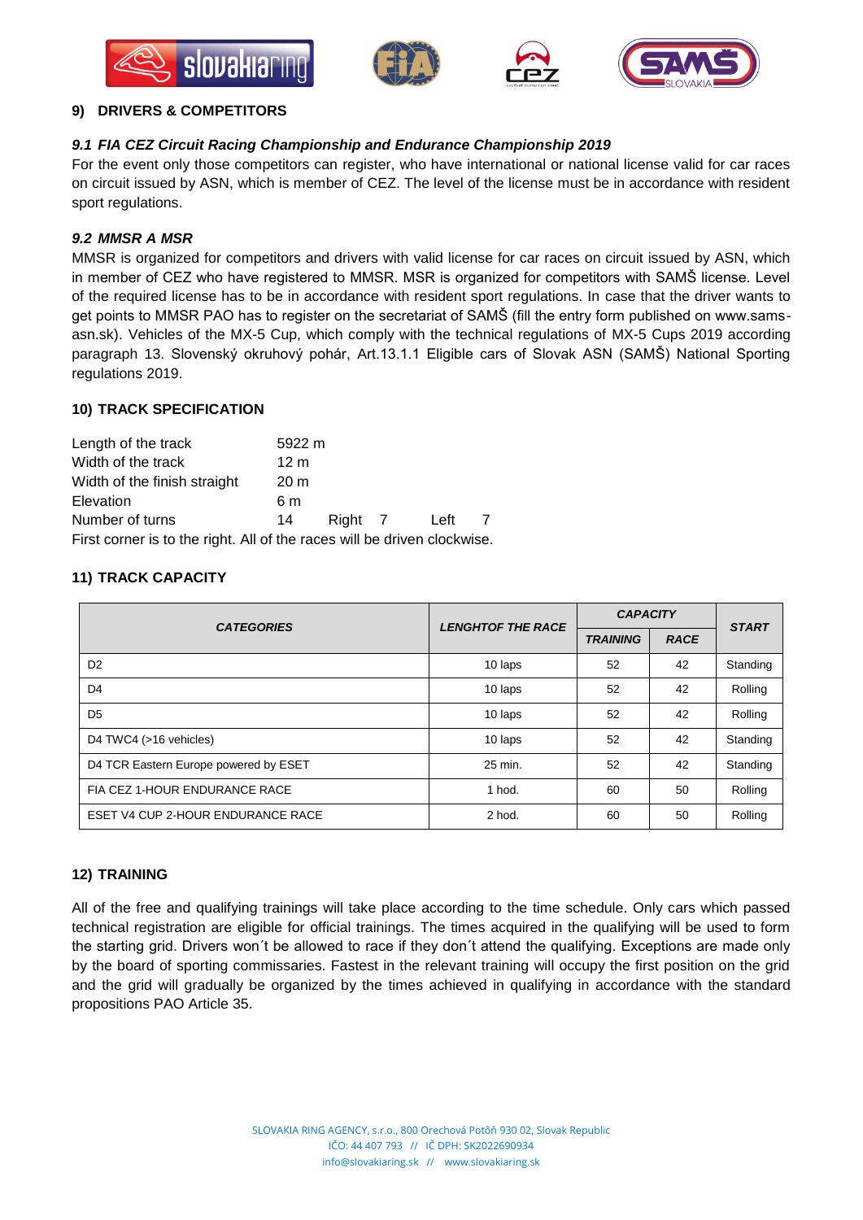## 9) DRIVERS & COMPETITORS

### *9.1 FIA CEZ Circuit Racing Championship and Endurance Championship 2019*

For the event only those competitors can register, who have international or national license valid for car races on circuit issued by ASN, which is member of CEZ. The level of the license must be in accordance with resident sport regulations.

### *9.2 MMSR A MSR*

MMSR is organized for competitors and drivers with valid license for car races on circuit issued by ASN, which in member of CEZ who have registered to MMSR. MSR is organized for competitors with SAMŠ license. Level of the required license has to be in accordance with resident sport regulations. In case that the driver wants to get points to MMSR PAO has to register on the secretariat of SAMŠ (fill the entry form published on www.sams-asn.sk). Vehicles of the MX-5 Cup, which comply with the technical regulations of MX-5 Cups 2019 according paragraph 13. Slovenský okruhový pohár, Art.13.1.1 Eligible cars of Slovak ASN (SAMŠ) National Sporting regulations 2019.

## 10) TRACK SPECIFICATION

| | | | | | |
|---|---|---|---|---|---|
| Length of the track | 5922 m | | | | |
| Width of the track | 12 m | | | | |
| Width of the finish straight | 20 m | | | | |
| Elevation | 6 m | | | | |
| Number of turns | 14 | Right | 7 | Left | 7 |

First corner is to the right. All of the races will be driven clockwise.

## 11) TRACK CAPACITY

| *CATEGORIES* | *LENGHTOF THE RACE* | *CAPACITY* | | *START* |
|---|---|---|---|---|
| | | *TRAINING* | *RACE* | |
| D2 | 10 laps | 52 | 42 | Standing |
| D4 | 10 laps | 52 | 42 | Rolling |
| D5 | 10 laps | 52 | 42 | Rolling |
| D4 TWC4 (>16 vehicles) | 10 laps | 52 | 42 | Standing |
| D4 TCR Eastern Europe powered by ESET | 25 min. | 52 | 42 | Standing |
| FIA CEZ 1-HOUR ENDURANCE RACE | 1 hod. | 60 | 50 | Rolling |
| ESET V4 CUP 2-HOUR ENDURANCE RACE | 2 hod. | 60 | 50 | Rolling |

## 12) TRAINING

All of the free and qualifying trainings will take place according to the time schedule. Only cars which passed technical registration are eligible for official trainings. The times acquired in the qualifying will be used to form the starting grid. Drivers won´t be allowed to race if they don´t attend the qualifying. Exceptions are made only by the board of sporting commissaries. Fastest in the relevant training will occupy the first position on the grid and the grid will gradually be organized by the times achieved in qualifying in accordance with the standard propositions PAO Article 35.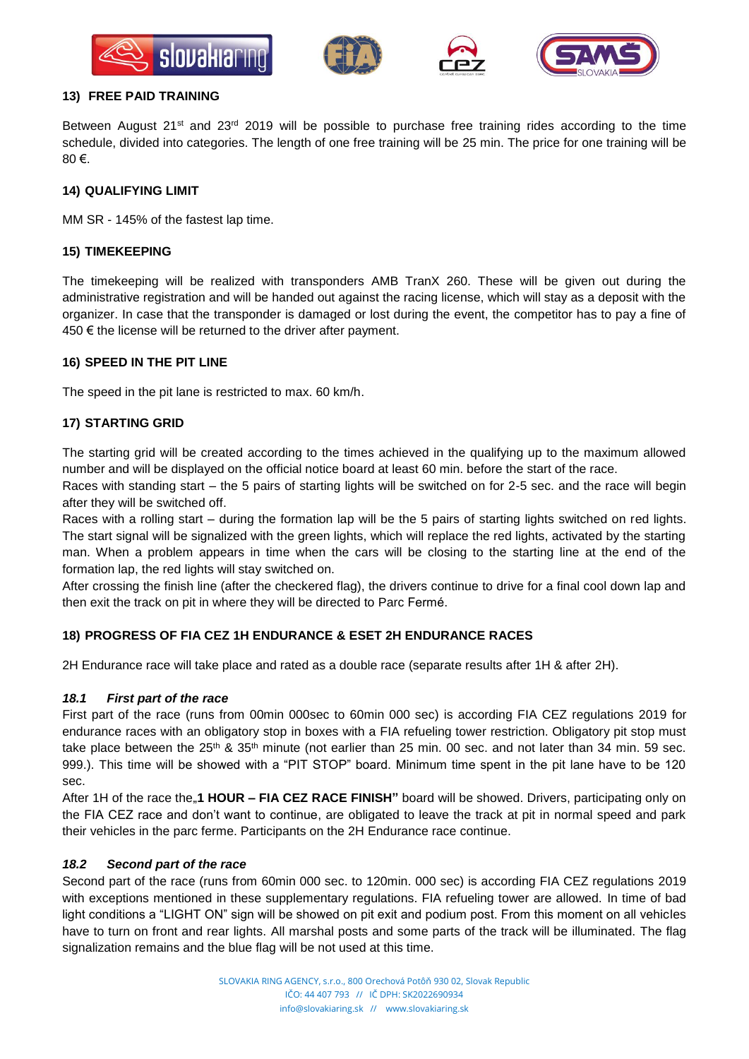## 13) FREE PAID TRAINING

Between August 21st and 23rd 2019 will be possible to purchase free training rides according to the time schedule, divided into categories. The length of one free training will be 25 min. The price for one training will be 80 €.

## 14) QUALIFYING LIMIT

MM SR - 145% of the fastest lap time.

## 15) TIMEKEEPING

The timekeeping will be realized with transponders AMB TranX 260. These will be given out during the administrative registration and will be handed out against the racing license, which will stay as a deposit with the organizer. In case that the transponder is damaged or lost during the event, the competitor has to pay a fine of 450 € the license will be returned to the driver after payment.

## 16) SPEED IN THE PIT LINE

The speed in the pit lane is restricted to max. 60 km/h.

## 17) STARTING GRID

The starting grid will be created according to the times achieved in the qualifying up to the maximum allowed number and will be displayed on the official notice board at least 60 min. before the start of the race.

Races with standing start – the 5 pairs of starting lights will be switched on for 2-5 sec. and the race will begin after they will be switched off.

Races with a rolling start – during the formation lap will be the 5 pairs of starting lights switched on red lights. The start signal will be signalized with the green lights, which will replace the red lights, activated by the starting man. When a problem appears in time when the cars will be closing to the starting line at the end of the formation lap, the red lights will stay switched on.

After crossing the finish line (after the checkered flag), the drivers continue to drive for a final cool down lap and then exit the track on pit in where they will be directed to Parc Fermé.

## 18) PROGRESS OF FIA CEZ 1H ENDURANCE & ESET 2H ENDURANCE RACES

2H Endurance race will take place and rated as a double race (separate results after 1H & after 2H).

### *18.1 First part of the race*

First part of the race (runs from 00min 000sec to 60min 000 sec) is according FIA CEZ regulations 2019 for endurance races with an obligatory stop in boxes with a FIA refueling tower restriction. Obligatory pit stop must take place between the 25th & 35th minute (not earlier than 25 min. 00 sec. and not later than 34 min. 59 sec. 999.). This time will be showed with a "PIT STOP" board. Minimum time spent in the pit lane have to be 120 sec.

After 1H of the race the„**1 HOUR – FIA CEZ RACE FINISH"** board will be showed. Drivers, participating only on the FIA CEZ race and don't want to continue, are obligated to leave the track at pit in normal speed and park their vehicles in the parc ferme. Participants on the 2H Endurance race continue.

### *18.2 Second part of the race*

Second part of the race (runs from 60min 000 sec. to 120min. 000 sec) is according FIA CEZ regulations 2019 with exceptions mentioned in these supplementary regulations. FIA refueling tower are allowed. In time of bad light conditions a "LIGHT ON" sign will be showed on pit exit and podium post. From this moment on all vehicles have to turn on front and rear lights. All marshal posts and some parts of the track will be illuminated. The flag signalization remains and the blue flag will be not used at this time.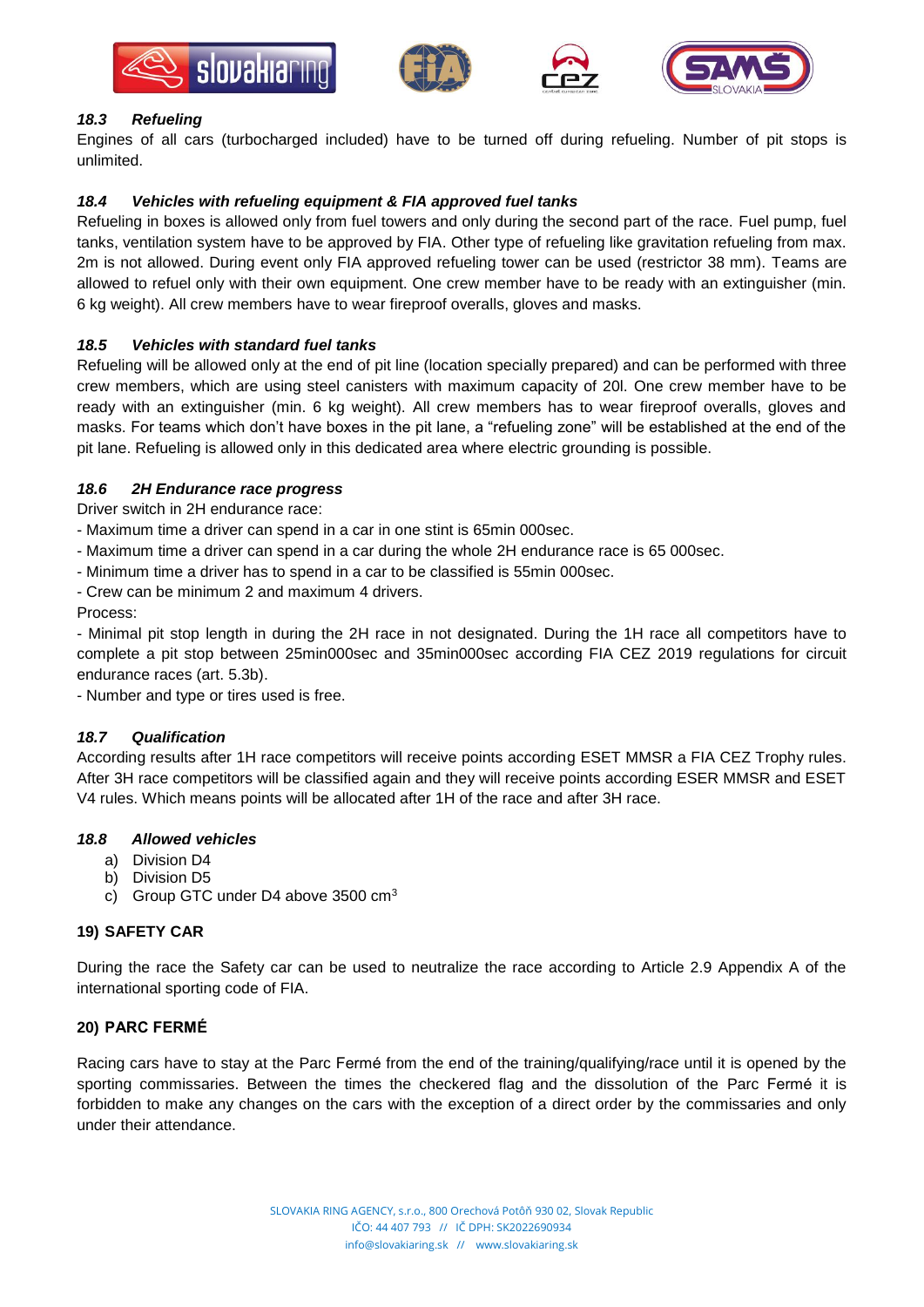### *18.3 Refueling*

Engines of all cars (turbocharged included) have to be turned off during refueling. Number of pit stops is unlimited.

### *18.4 Vehicles with refueling equipment & FIA approved fuel tanks*

Refueling in boxes is allowed only from fuel towers and only during the second part of the race. Fuel pump, fuel tanks, ventilation system have to be approved by FIA. Other type of refueling like gravitation refueling from max. 2m is not allowed. During event only FIA approved refueling tower can be used (restrictor 38 mm). Teams are allowed to refuel only with their own equipment. One crew member have to be ready with an extinguisher (min. 6 kg weight). All crew members have to wear fireproof overalls, gloves and masks.

### *18.5 Vehicles with standard fuel tanks*

Refueling will be allowed only at the end of pit line (location specially prepared) and can be performed with three crew members, which are using steel canisters with maximum capacity of 20l. One crew member have to be ready with an extinguisher (min. 6 kg weight). All crew members has to wear fireproof overalls, gloves and masks. For teams which don't have boxes in the pit lane, a "refueling zone" will be established at the end of the pit lane. Refueling is allowed only in this dedicated area where electric grounding is possible.

### *18.6 2H Endurance race progress*

Driver switch in 2H endurance race:

- Maximum time a driver can spend in a car in one stint is 65min 000sec.
- Maximum time a driver can spend in a car during the whole 2H endurance race is 65 000sec.
- Minimum time a driver has to spend in a car to be classified is 55min 000sec.
- Crew can be minimum 2 and maximum 4 drivers.

Process:

- Minimal pit stop length in during the 2H race in not designated. During the 1H race all competitors have to complete a pit stop between 25min000sec and 35min000sec according FIA CEZ 2019 regulations for circuit endurance races (art. 5.3b).
- Number and type or tires used is free.

### *18.7 Qualification*

According results after 1H race competitors will receive points according ESET MMSR a FIA CEZ Trophy rules. After 3H race competitors will be classified again and they will receive points according ESER MMSR and ESET V4 rules. Which means points will be allocated after 1H of the race and after 3H race.

### *18.8 Allowed vehicles*

a) Division D4
b) Division D5
c) Group GTC under D4 above 3500 $cm^3$

## 19) SAFETY CAR

During the race the Safety car can be used to neutralize the race according to Article 2.9 Appendix A of the international sporting code of FIA.

## 20) PARC FERMÉ

Racing cars have to stay at the Parc Fermé from the end of the training/qualifying/race until it is opened by the sporting commissaries. Between the times the checkered flag and the dissolution of the Parc Fermé it is forbidden to make any changes on the cars with the exception of a direct order by the commissaries and only under their attendance.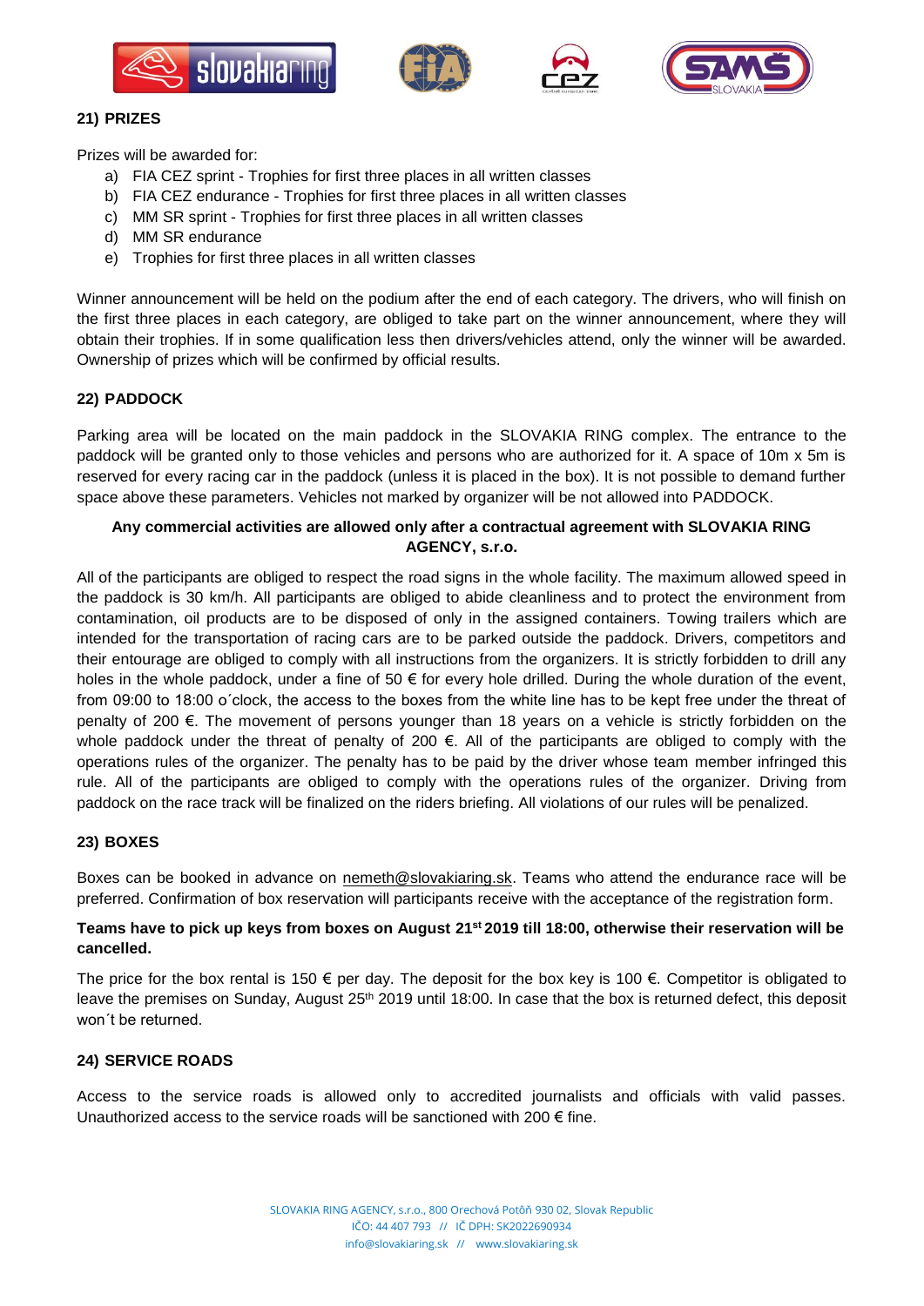## 21) PRIZES

Prizes will be awarded for:

a) FIA CEZ sprint - Trophies for first three places in all written classes
b) FIA CEZ endurance - Trophies for first three places in all written classes
c) MM SR sprint - Trophies for first three places in all written classes
d) MM SR endurance
e) Trophies for first three places in all written classes

Winner announcement will be held on the podium after the end of each category. The drivers, who will finish on the first three places in each category, are obliged to take part on the winner announcement, where they will obtain their trophies. If in some qualification less then drivers/vehicles attend, only the winner will be awarded. Ownership of prizes which will be confirmed by official results.

## 22) PADDOCK

Parking area will be located on the main paddock in the SLOVAKIA RING complex. The entrance to the paddock will be granted only to those vehicles and persons who are authorized for it. A space of 10m x 5m is reserved for every racing car in the paddock (unless it is placed in the box). It is not possible to demand further space above these parameters. Vehicles not marked by organizer will be not allowed into PADDOCK.

**Any commercial activities are allowed only after a contractual agreement with SLOVAKIA RING AGENCY, s.r.o.**

All of the participants are obliged to respect the road signs in the whole facility. The maximum allowed speed in the paddock is 30 km/h. All participants are obliged to abide cleanliness and to protect the environment from contamination, oil products are to be disposed of only in the assigned containers. Towing trailers which are intended for the transportation of racing cars are to be parked outside the paddock. Drivers, competitors and their entourage are obliged to comply with all instructions from the organizers. It is strictly forbidden to drill any holes in the whole paddock, under a fine of 50 € for every hole drilled. During the whole duration of the event, from 09:00 to 18:00 o´clock, the access to the boxes from the white line has to be kept free under the threat of penalty of 200 €. The movement of persons younger than 18 years on a vehicle is strictly forbidden on the whole paddock under the threat of penalty of 200 €. All of the participants are obliged to comply with the operations rules of the organizer. The penalty has to be paid by the driver whose team member infringed this rule. All of the participants are obliged to comply with the operations rules of the organizer. Driving from paddock on the race track will be finalized on the riders briefing. All violations of our rules will be penalized.

## 23) BOXES

Boxes can be booked in advance on nemeth@slovakiaring.sk. Teams who attend the endurance race will be preferred. Confirmation of box reservation will participants receive with the acceptance of the registration form.

**Teams have to pick up keys from boxes on August 21st 2019 till 18:00, otherwise their reservation will be cancelled.**

The price for the box rental is 150 € per day. The deposit for the box key is 100 €. Competitor is obligated to leave the premises on Sunday, August 25th 2019 until 18:00. In case that the box is returned defect, this deposit won´t be returned.

## 24) SERVICE ROADS

Access to the service roads is allowed only to accredited journalists and officials with valid passes. Unauthorized access to the service roads will be sanctioned with 200 € fine.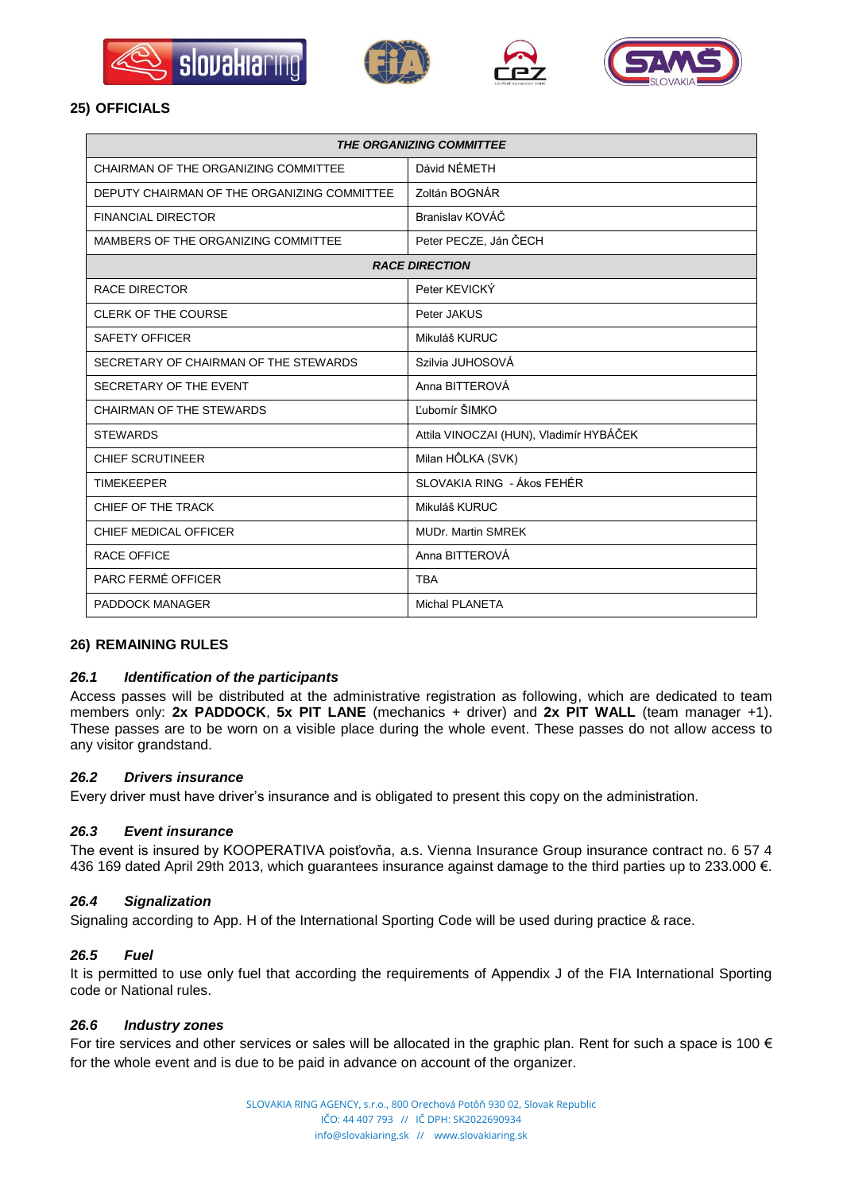## 25) OFFICIALS

| THE ORGANIZING COMMITTEE | |
|---|---|
| CHAIRMAN OF THE ORGANIZING COMMITTEE | Dávid NÉMETH |
| DEPUTY CHAIRMAN OF THE ORGANIZING COMMITTEE | Zoltán BOGNÁR |
| FINANCIAL DIRECTOR | Branislav KOVÁČ |
| MAMBERS OF THE ORGANIZING COMMITTEE | Peter PECZE, Ján ČECH |
| **RACE DIRECTION** | |
| RACE DIRECTOR | Peter KEVICKÝ |
| CLERK OF THE COURSE | Peter JAKUS |
| SAFETY OFFICER | Mikuláš KURUC |
| SECRETARY OF CHAIRMAN OF THE STEWARDS | Szilvia JUHOSOVÁ |
| SECRETARY OF THE EVENT | Anna BITTEROVÁ |
| CHAIRMAN OF THE STEWARDS | Ľubomír ŠIMKO |
| STEWARDS | Attila VINOCZAI (HUN), Vladimír HYBÁČEK |
| CHIEF SCRUTINEER | Milan HÔLKA (SVK) |
| TIMEKEEPER | SLOVAKIA RING - Ákos FEHÉR |
| CHIEF OF THE TRACK | Mikuláš KURUC |
| CHIEF MEDICAL OFFICER | MUDr. Martin SMREK |
| RACE OFFICE | Anna BITTEROVÁ |
| PARC FERMÉ OFFICER | TBA |
| PADDOCK MANAGER | Michal PLANETA |

## 26) REMAINING RULES

### *26.1 Identification of the participants*

Access passes will be distributed at the administrative registration as following, which are dedicated to team members only: **2x PADDOCK**, **5x PIT LANE** (mechanics + driver) and **2x PIT WALL** (team manager +1). These passes are to be worn on a visible place during the whole event. These passes do not allow access to any visitor grandstand.

### *26.2 Drivers insurance*

Every driver must have driver's insurance and is obligated to present this copy on the administration.

### *26.3 Event insurance*

The event is insured by KOOPERATIVA poisťovňa, a.s. Vienna Insurance Group insurance contract no. 6 57 4 436 169 dated April 29th 2013, which guarantees insurance against damage to the third parties up to 233.000 €.

### *26.4 Signalization*

Signaling according to App. H of the International Sporting Code will be used during practice & race.

### *26.5 Fuel*

It is permitted to use only fuel that according the requirements of Appendix J of the FIA International Sporting code or National rules.

### *26.6 Industry zones*

For tire services and other services or sales will be allocated in the graphic plan. Rent for such a space is 100 € for the whole event and is due to be paid in advance on account of the organizer.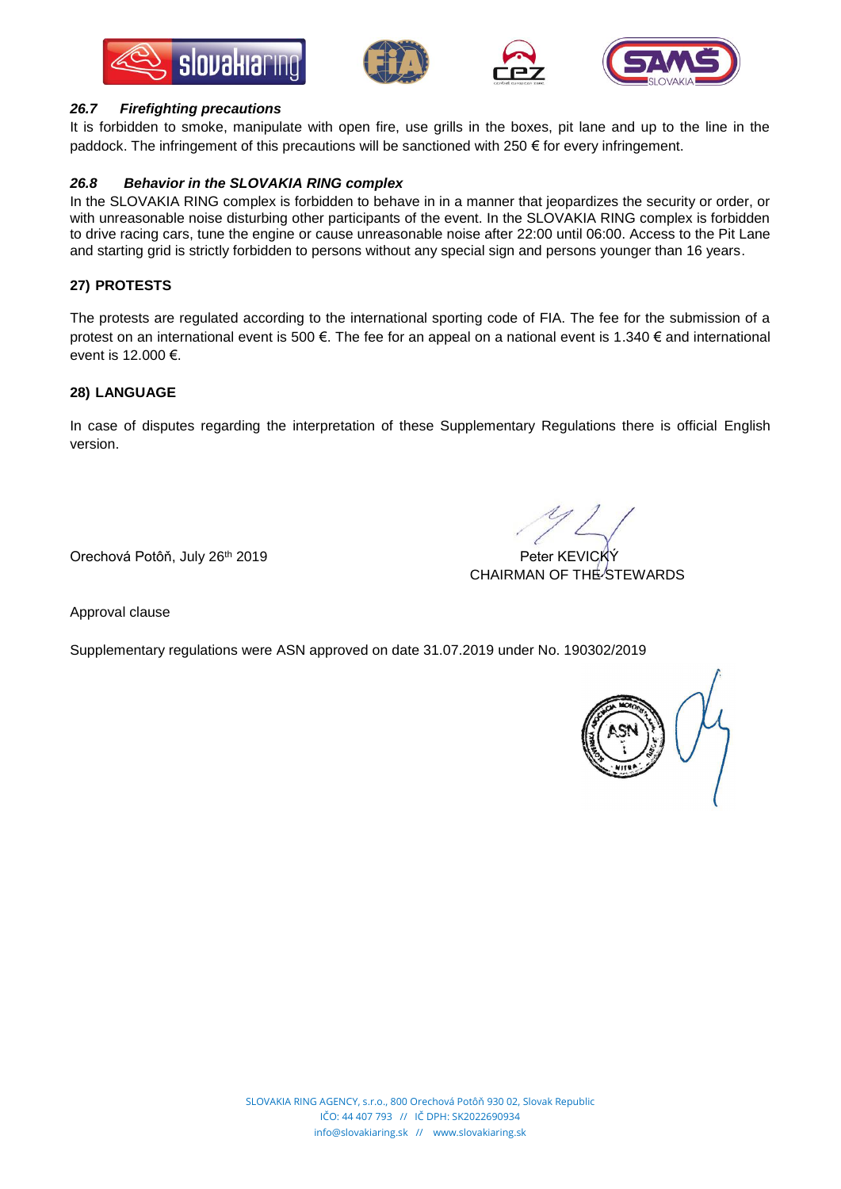### *26.7 Firefighting precautions*

It is forbidden to smoke, manipulate with open fire, use grills in the boxes, pit lane and up to the line in the paddock. The infringement of this precautions will be sanctioned with 250 € for every infringement.

### *26.8 Behavior in the SLOVAKIA RING complex*

In the SLOVAKIA RING complex is forbidden to behave in in a manner that jeopardizes the security or order, or with unreasonable noise disturbing other participants of the event. In the SLOVAKIA RING complex is forbidden to drive racing cars, tune the engine or cause unreasonable noise after 22:00 until 06:00. Access to the Pit Lane and starting grid is strictly forbidden to persons without any special sign and persons younger than 16 years.

## 27) PROTESTS

The protests are regulated according to the international sporting code of FIA. The fee for the submission of a protest on an international event is 500 €. The fee for an appeal on a national event is 1.340 € and international event is 12.000 €.

## 28) LANGUAGE

In case of disputes regarding the interpretation of these Supplementary Regulations there is official English version.

Orechová Potôň, July 26th 2019

Peter KEVICKÝ
CHAIRMAN OF THE STEWARDS

Approval clause

Supplementary regulations were ASN approved on date 31.07.2019 under No. 190302/2019

SLOVAKIA RING AGENCY, s.r.o., 800 Orechová Potôň 930 02, Slovak Republic
IČO: 44 407 793 // IČ DPH: SK2022690934
info@slovakiaring.sk // www.slovakiaring.sk